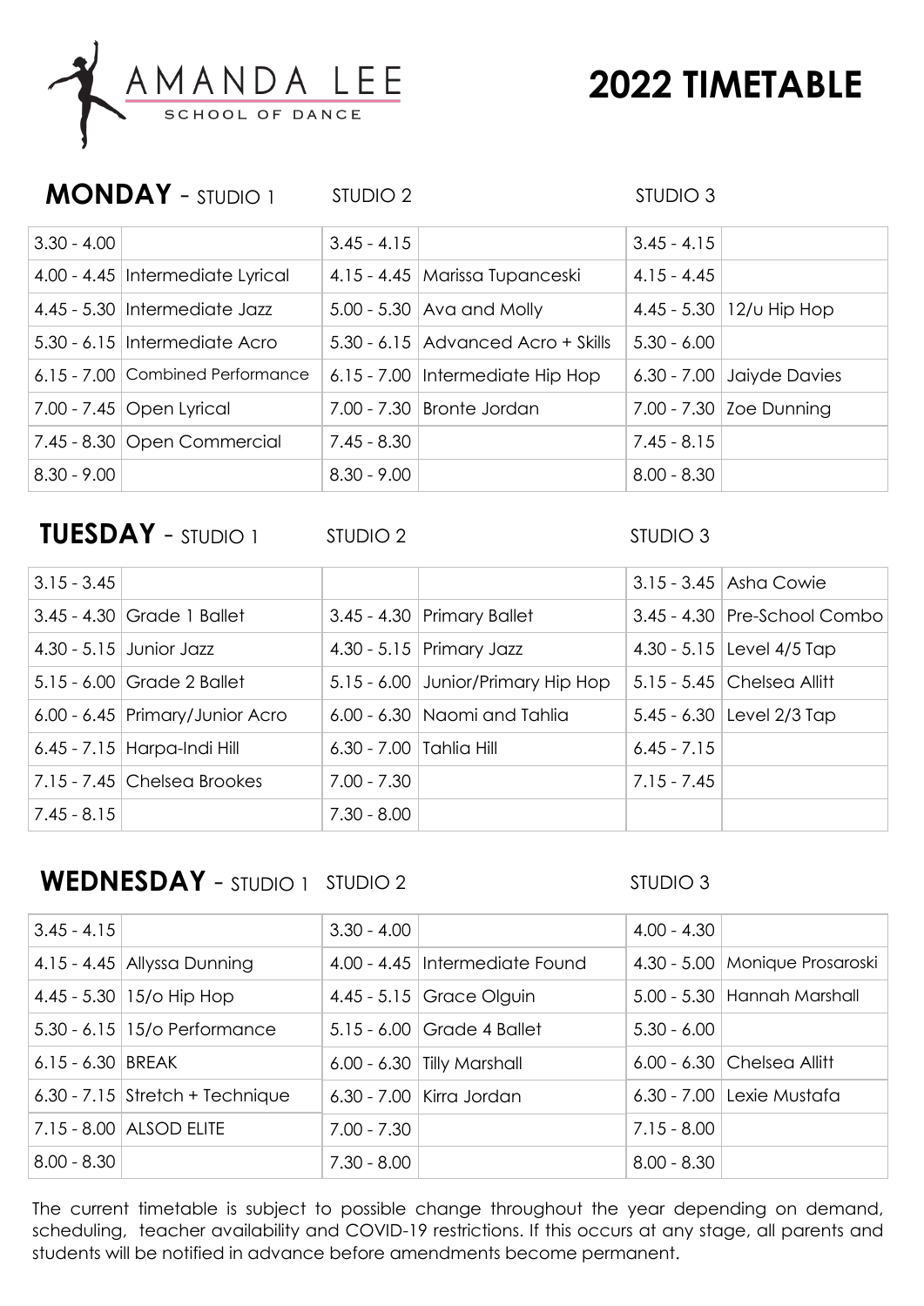AMANDA LEE
SCHOOL OF DANCE

# 2022 TIMETABLE

## MONDAY

| STUDIO 1 | | STUDIO 2 | | STUDIO 3 | |
|---|---|---|---|---|---|
| 3.30 - 4.00 | | 3.45 - 4.15 | | 3.45 - 4.15 | |
| 4.00 - 4.45 | Intermediate Lyrical | 4.15 - 4.45 | Marissa Tupanceski | 4.15 - 4.45 | |
| 4.45 - 5.30 | Intermediate Jazz | 5.00 - 5.30 | Ava and Molly | 4.45 - 5.30 | 12/u Hip Hop |
| 5.30 - 6.15 | Intermediate Acro | 5.30 - 6.15 | Advanced Acro + Skills | 5.30 - 6.00 | |
| 6.15 - 7.00 | Combined Performance | 6.15 - 7.00 | Intermediate Hip Hop | 6.30 - 7.00 | Jaiyde Davies |
| 7.00 - 7.45 | Open Lyrical | 7.00 - 7.30 | Bronte Jordan | 7.00 - 7.30 | Zoe Dunning |
| 7.45 - 8.30 | Open Commercial | 7.45 - 8.30 | | 7.45 - 8.15 | |
| 8.30 - 9.00 | | 8.30 - 9.00 | | 8.00 - 8.30 | |

## TUESDAY

| STUDIO 1 | | STUDIO 2 | | STUDIO 3 | |
|---|---|---|---|---|---|
| 3.15 - 3.45 | | | | 3.15 - 3.45 | Asha Cowie |
| 3.45 - 4.30 | Grade 1 Ballet | 3.45 - 4.30 | Primary Ballet | 3.45 - 4.30 | Pre-School Combo |
| 4.30 - 5.15 | Junior Jazz | 4.30 - 5.15 | Primary Jazz | 4.30 - 5.15 | Level 4/5 Tap |
| 5.15 - 6.00 | Grade 2 Ballet | 5.15 - 6.00 | Junior/Primary Hip Hop | 5.15 - 5.45 | Chelsea Allitt |
| 6.00 - 6.45 | Primary/Junior Acro | 6.00 - 6.30 | Naomi and Tahlia | 5.45 - 6.30 | Level 2/3 Tap |
| 6.45 - 7.15 | Harpa-Indi Hill | 6.30 - 7.00 | Tahlia Hill | 6.45 - 7.15 | |
| 7.15 - 7.45 | Chelsea Brookes | 7.00 - 7.30 | | 7.15 - 7.45 | |
| 7.45 - 8.15 | | 7.30 - 8.00 | | | |

## WEDNESDAY

| STUDIO 1 | | STUDIO 2 | | STUDIO 3 | |
|---|---|---|---|---|---|
| 3.45 - 4.15 | | 3.30 - 4.00 | | 4.00 - 4.30 | |
| 4.15 - 4.45 | Allyssa Dunning | 4.00 - 4.45 | Intermediate Found | 4.30 - 5.00 | Monique Prosaroski |
| 4.45 - 5.30 | 15/o Hip Hop | 4.45 - 5.15 | Grace Olguin | 5.00 - 5.30 | Hannah Marshall |
| 5.30 - 6.15 | 15/o Performance | 5.15 - 6.00 | Grade 4 Ballet | 5.30 - 6.00 | |
| 6.15 - 6.30 | BREAK | 6.00 - 6.30 | Tilly Marshall | 6.00 - 6.30 | Chelsea Allitt |
| 6.30 - 7.15 | Stretch + Technique | 6.30 - 7.00 | Kirra Jordan | 6.30 - 7.00 | Lexie Mustafa |
| 7.15 - 8.00 | ALSOD ELITE | 7.00 - 7.30 | | 7.15 - 8.00 | |
| 8.00 - 8.30 | | 7.30 - 8.00 | | 8.00 - 8.30 | |

The current timetable is subject to possible change throughout the year depending on demand, scheduling, teacher availability and COVID-19 restrictions. If this occurs at any stage, all parents and students will be notified in advance before amendments become permanent.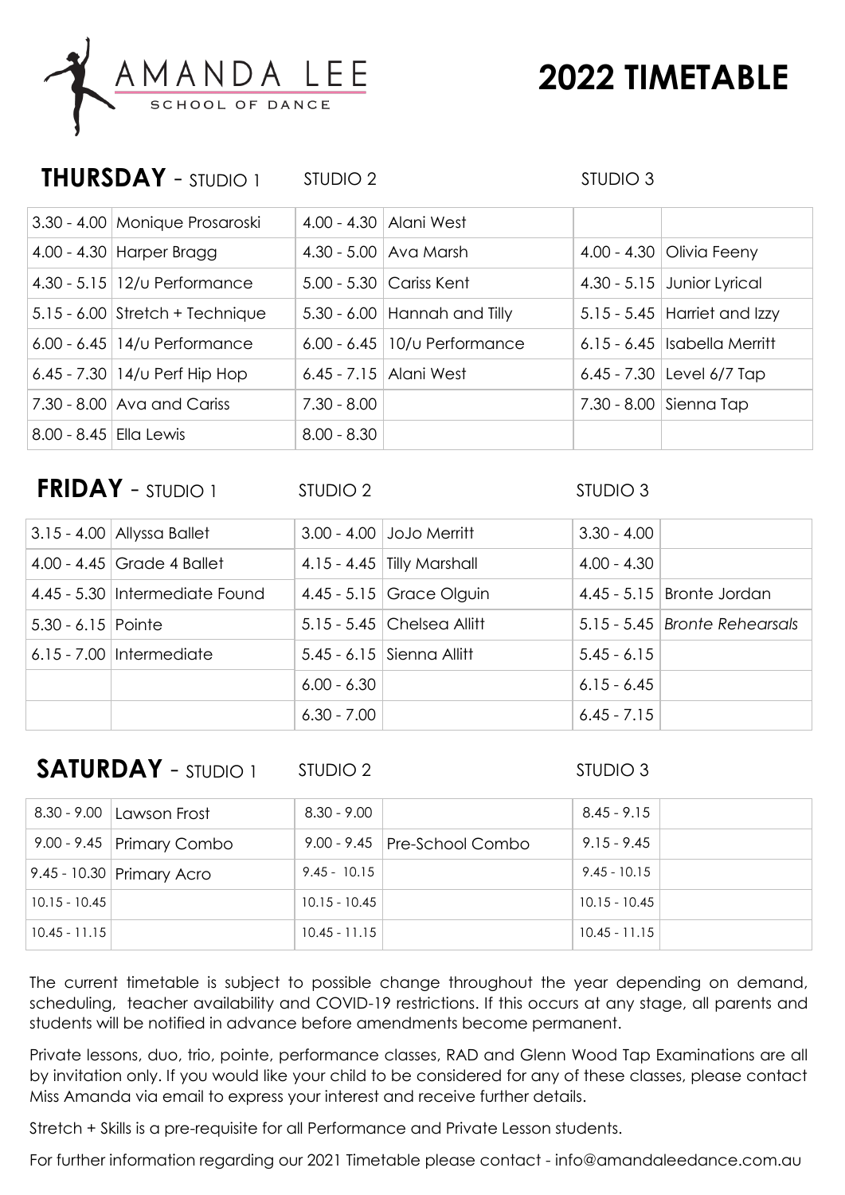AMANDA LEE
SCHOOL OF DANCE

# 2022 TIMETABLE

## THURSDAY - STUDIO 1 / STUDIO 2 / STUDIO 3

| | | | | | |
|---|---|---|---|---|---|
| 3.30 - 4.00 | Monique Prosaroski | 4.00 - 4.30 | Alani West | | |
| 4.00 - 4.30 | Harper Bragg | 4.30 - 5.00 | Ava Marsh | 4.00 - 4.30 | Olivia Feeny |
| 4.30 - 5.15 | 12/u Performance | 5.00 - 5.30 | Cariss Kent | 4.30 - 5.15 | Junior Lyrical |
| 5.15 - 6.00 | Stretch + Technique | 5.30 - 6.00 | Hannah and Tilly | 5.15 - 5.45 | Harriet and Izzy |
| 6.00 - 6.45 | 14/u Performance | 6.00 - 6.45 | 10/u Performance | 6.15 - 6.45 | Isabella Merritt |
| 6.45 - 7.30 | 14/u Perf Hip Hop | 6.45 - 7.15 | Alani West | 6.45 - 7.30 | Level 6/7 Tap |
| 7.30 - 8.00 | Ava and Cariss | 7.30 - 8.00 | | 7.30 - 8.00 | Sienna Tap |
| 8.00 - 8.45 | Ella Lewis | 8.00 - 8.30 | | | |

## FRIDAY - STUDIO 1 / STUDIO 2 / STUDIO 3

| | | | | | |
|---|---|---|---|---|---|
| 3.15 - 4.00 | Allyssa Ballet | 3.00 - 4.00 | JoJo Merritt | 3.30 - 4.00 | |
| 4.00 - 4.45 | Grade 4 Ballet | 4.15 - 4.45 | Tilly Marshall | 4.00 - 4.30 | |
| 4.45 - 5.30 | Intermediate Found | 4.45 - 5.15 | Grace Olguin | 4.45 - 5.15 | Bronte Jordan |
| 5.30 - 6.15 | Pointe | 5.15 - 5.45 | Chelsea Allitt | 5.15 - 5.45 | *Bronte Rehearsals* |
| 6.15 - 7.00 | Intermediate | 5.45 - 6.15 | Sienna Allitt | 5.45 - 6.15 | |
| | | 6.00 - 6.30 | | 6.15 - 6.45 | |
| | | 6.30 - 7.00 | | 6.45 - 7.15 | |

## SATURDAY - STUDIO 1 / STUDIO 2 / STUDIO 3

| | | | | | |
|---|---|---|---|---|---|
| 8.30 - 9.00 | Lawson Frost | 8.30 - 9.00 | | 8.45 - 9.15 | |
| 9.00 - 9.45 | Primary Combo | 9.00 - 9.45 | Pre-School Combo | 9.15 - 9.45 | |
| 9.45 - 10.30 | Primary Acro | 9.45 - 10.15 | | 9.45 - 10.15 | |
| 10.15 - 10.45 | | 10.15 - 10.45 | | 10.15 - 10.45 | |
| 10.45 - 11.15 | | 10.45 - 11.15 | | 10.45 - 11.15 | |

The current timetable is subject to possible change throughout the year depending on demand, scheduling, teacher availability and COVID-19 restrictions. If this occurs at any stage, all parents and students will be notified in advance before amendments become permanent.

Private lessons, duo, trio, pointe, performance classes, RAD and Glenn Wood Tap Examinations are all by invitation only. If you would like your child to be considered for any of these classes, please contact Miss Amanda via email to express your interest and receive further details.

Stretch + Skills is a pre-requisite for all Performance and Private Lesson students.

For further information regarding our 2021 Timetable please contact - info@amandaleedance.com.au